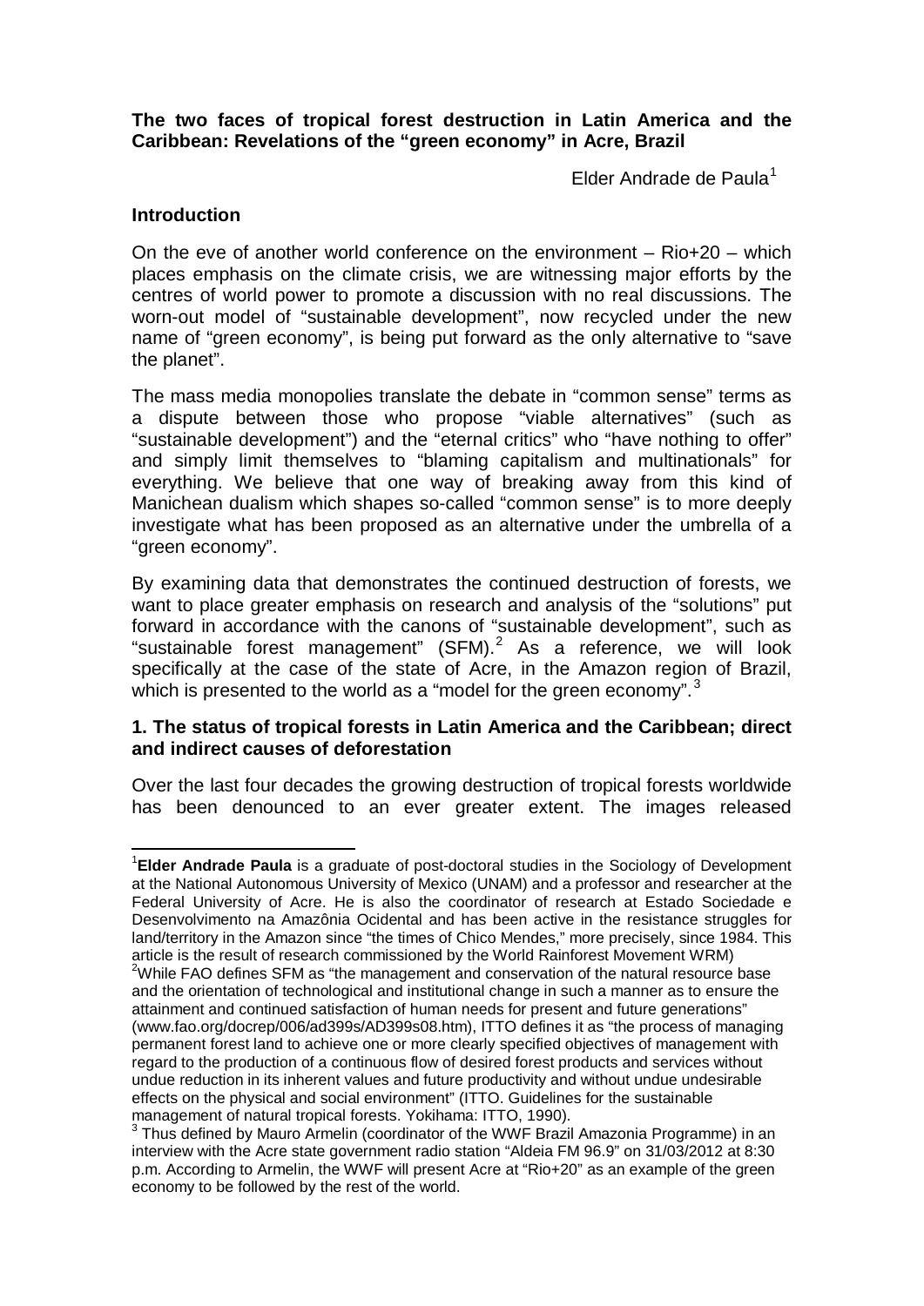**The two faces of tropical forest destruction in Latin America and the Caribbean: Revelations of the "green economy" in Acre, Brazil**

Elder Andrade de Paula[1]

## Introduction

On the eve of another world conference on the environment – Rio+20 – which places emphasis on the climate crisis, we are witnessing major efforts by the centres of world power to promote a discussion with no real discussions. The worn-out model of "sustainable development", now recycled under the new name of "green economy", is being put forward as the only alternative to "save the planet".

The mass media monopolies translate the debate in "common sense" terms as a dispute between those who propose "viable alternatives" (such as "sustainable development") and the "eternal critics" who "have nothing to offer" and simply limit themselves to "blaming capitalism and multinationals" for everything. We believe that one way of breaking away from this kind of Manichean dualism which shapes so-called "common sense" is to more deeply investigate what has been proposed as an alternative under the umbrella of a "green economy".

By examining data that demonstrates the continued destruction of forests, we want to place greater emphasis on research and analysis of the "solutions" put forward in accordance with the canons of "sustainable development", such as "sustainable forest management" (SFM).[2] As a reference, we will look specifically at the case of the state of Acre, in the Amazon region of Brazil, which is presented to the world as a "model for the green economy".[3]

## 1. The status of tropical forests in Latin America and the Caribbean; direct and indirect causes of deforestation

Over the last four decades the growing destruction of tropical forests worldwide has been denounced to an ever greater extent. The images released

---

[1] **Elder Andrade Paula** is a graduate of post-doctoral studies in the Sociology of Development at the National Autonomous University of Mexico (UNAM) and a professor and researcher at the Federal University of Acre. He is also the coordinator of research at Estado Sociedade e Desenvolvimento na Amazônia Ocidental and has been active in the resistance struggles for land/territory in the Amazon since "the times of Chico Mendes," more precisely, since 1984. This article is the result of research commissioned by the World Rainforest Movement WRM)

[2] While FAO defines SFM as "the management and conservation of the natural resource base and the orientation of technological and institutional change in such a manner as to ensure the attainment and continued satisfaction of human needs for present and future generations" (www.fao.org/docrep/006/ad399s/AD399s08.htm), ITTO defines it as "the process of managing permanent forest land to achieve one or more clearly specified objectives of management with regard to the production of a continuous flow of desired forest products and services without undue reduction in its inherent values and future productivity and without undue undesirable effects on the physical and social environment" (ITTO. Guidelines for the sustainable management of natural tropical forests. Yokihama: ITTO, 1990).

[3] Thus defined by Mauro Armelin (coordinator of the WWF Brazil Amazonia Programme) in an interview with the Acre state government radio station "Aldeia FM 96.9" on 31/03/2012 at 8:30 p.m. According to Armelin, the WWF will present Acre at "Rio+20" as an example of the green economy to be followed by the rest of the world.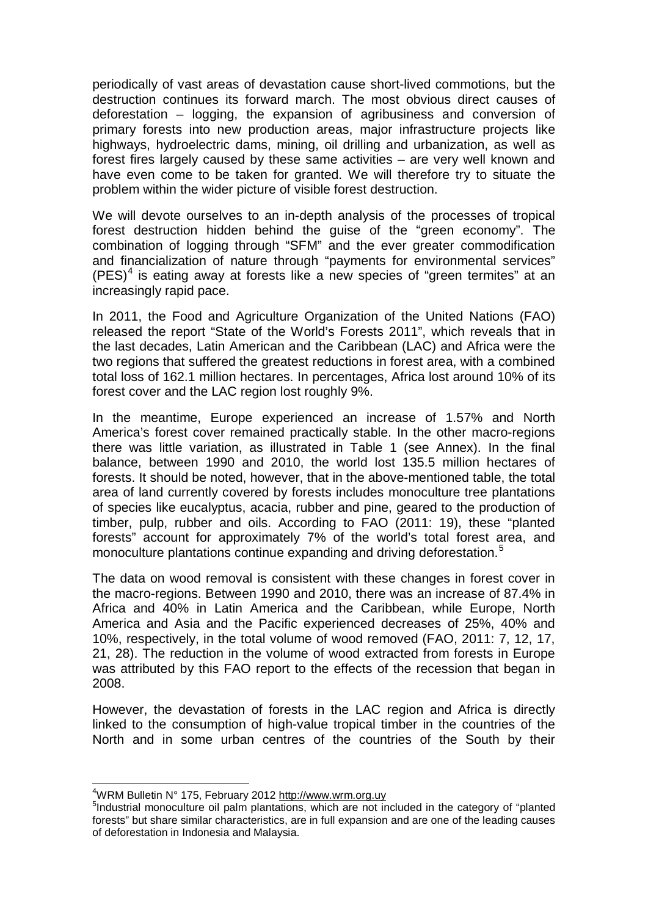periodically of vast areas of devastation cause short-lived commotions, but the destruction continues its forward march. The most obvious direct causes of deforestation – logging, the expansion of agribusiness and conversion of primary forests into new production areas, major infrastructure projects like highways, hydroelectric dams, mining, oil drilling and urbanization, as well as forest fires largely caused by these same activities – are very well known and have even come to be taken for granted. We will therefore try to situate the problem within the wider picture of visible forest destruction.

We will devote ourselves to an in-depth analysis of the processes of tropical forest destruction hidden behind the guise of the "green economy". The combination of logging through "SFM" and the ever greater commodification and financialization of nature through "payments for environmental services" (PES)[4] is eating away at forests like a new species of "green termites" at an increasingly rapid pace.

In 2011, the Food and Agriculture Organization of the United Nations (FAO) released the report "State of the World's Forests 2011", which reveals that in the last decades, Latin American and the Caribbean (LAC) and Africa were the two regions that suffered the greatest reductions in forest area, with a combined total loss of 162.1 million hectares. In percentages, Africa lost around 10% of its forest cover and the LAC region lost roughly 9%.

In the meantime, Europe experienced an increase of 1.57% and North America's forest cover remained practically stable. In the other macro-regions there was little variation, as illustrated in Table 1 (see Annex). In the final balance, between 1990 and 2010, the world lost 135.5 million hectares of forests. It should be noted, however, that in the above-mentioned table, the total area of land currently covered by forests includes monoculture tree plantations of species like eucalyptus, acacia, rubber and pine, geared to the production of timber, pulp, rubber and oils. According to FAO (2011: 19), these "planted forests" account for approximately 7% of the world's total forest area, and monoculture plantations continue expanding and driving deforestation.[5]

The data on wood removal is consistent with these changes in forest cover in the macro-regions. Between 1990 and 2010, there was an increase of 87.4% in Africa and 40% in Latin America and the Caribbean, while Europe, North America and Asia and the Pacific experienced decreases of 25%, 40% and 10%, respectively, in the total volume of wood removed (FAO, 2011: 7, 12, 17, 21, 28). The reduction in the volume of wood extracted from forests in Europe was attributed by this FAO report to the effects of the recession that began in 2008.

However, the devastation of forests in the LAC region and Africa is directly linked to the consumption of high-value tropical timber in the countries of the North and in some urban centres of the countries of the South by their

---

[4] WRM Bulletin N° 175, February 2012 http://www.wrm.org.uy

[5] Industrial monoculture oil palm plantations, which are not included in the category of "planted forests" but share similar characteristics, are in full expansion and are one of the leading causes of deforestation in Indonesia and Malaysia.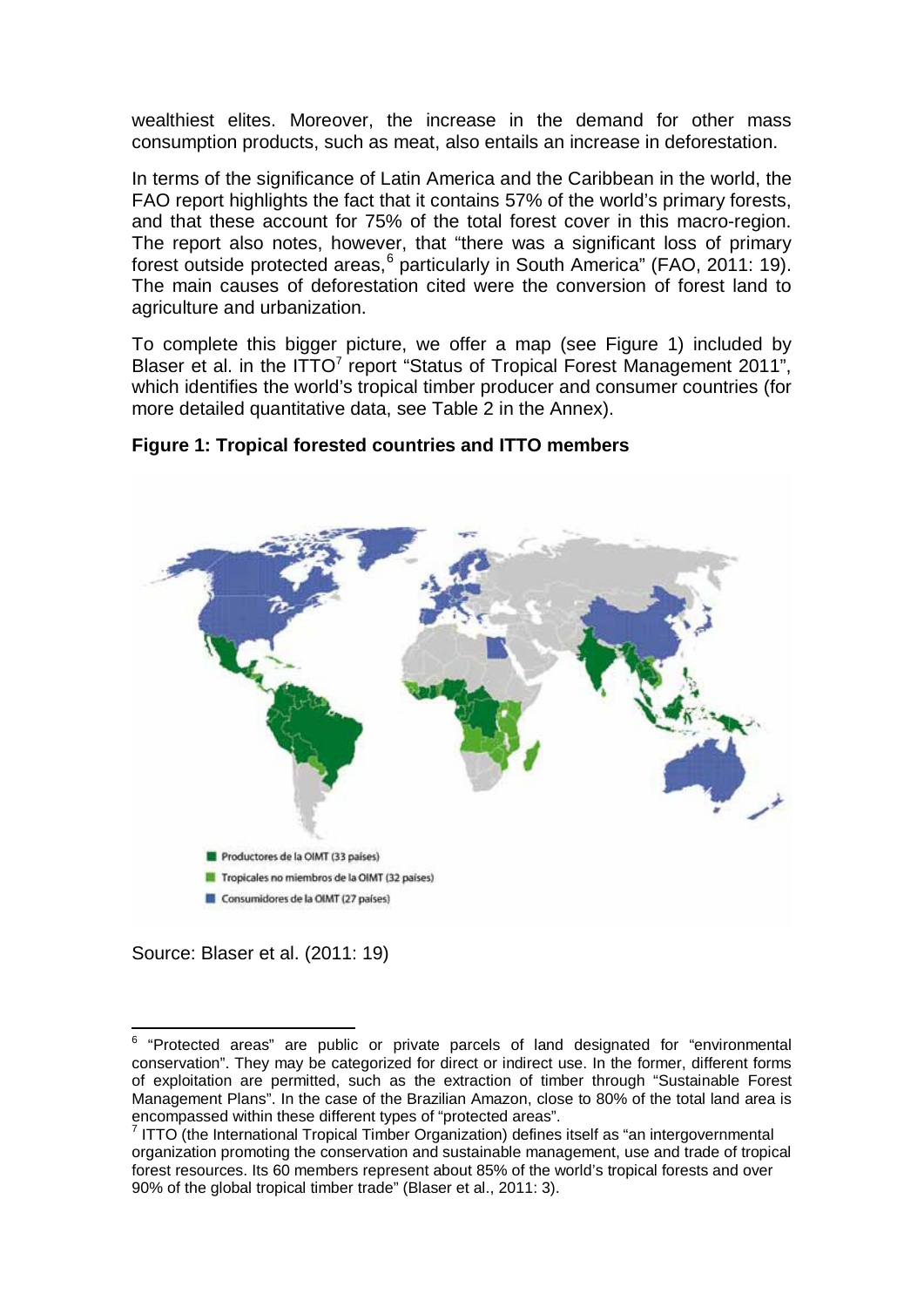wealthiest elites. Moreover, the increase in the demand for other mass consumption products, such as meat, also entails an increase in deforestation.

In terms of the significance of Latin America and the Caribbean in the world, the FAO report highlights the fact that it contains 57% of the world's primary forests, and that these account for 75% of the total forest cover in this macro-region. The report also notes, however, that "there was a significant loss of primary forest outside protected areas,[6] particularly in South America" (FAO, 2011: 19). The main causes of deforestation cited were the conversion of forest land to agriculture and urbanization.

To complete this bigger picture, we offer a map (see Figure 1) included by Blaser et al. in the ITTO[7] report "Status of Tropical Forest Management 2011", which identifies the world's tropical timber producer and consumer countries (for more detailed quantitative data, see Table 2 in the Annex).

**Figure 1: Tropical forested countries and ITTO members**

- Productores de la OIMT (33 países)
- Tropicales no miembros de la OIMT (32 países)
- Consumidores de la OIMT (27 países)

Source: Blaser et al. (2011: 19)

---

[6] "Protected areas" are public or private parcels of land designated for "environmental conservation". They may be categorized for direct or indirect use. In the former, different forms of exploitation are permitted, such as the extraction of timber through "Sustainable Forest Management Plans". In the case of the Brazilian Amazon, close to 80% of the total land area is encompassed within these different types of "protected areas".

[7] ITTO (the International Tropical Timber Organization) defines itself as "an intergovernmental organization promoting the conservation and sustainable management, use and trade of tropical forest resources. Its 60 members represent about 85% of the world's tropical forests and over 90% of the global tropical timber trade" (Blaser et al., 2011: 3).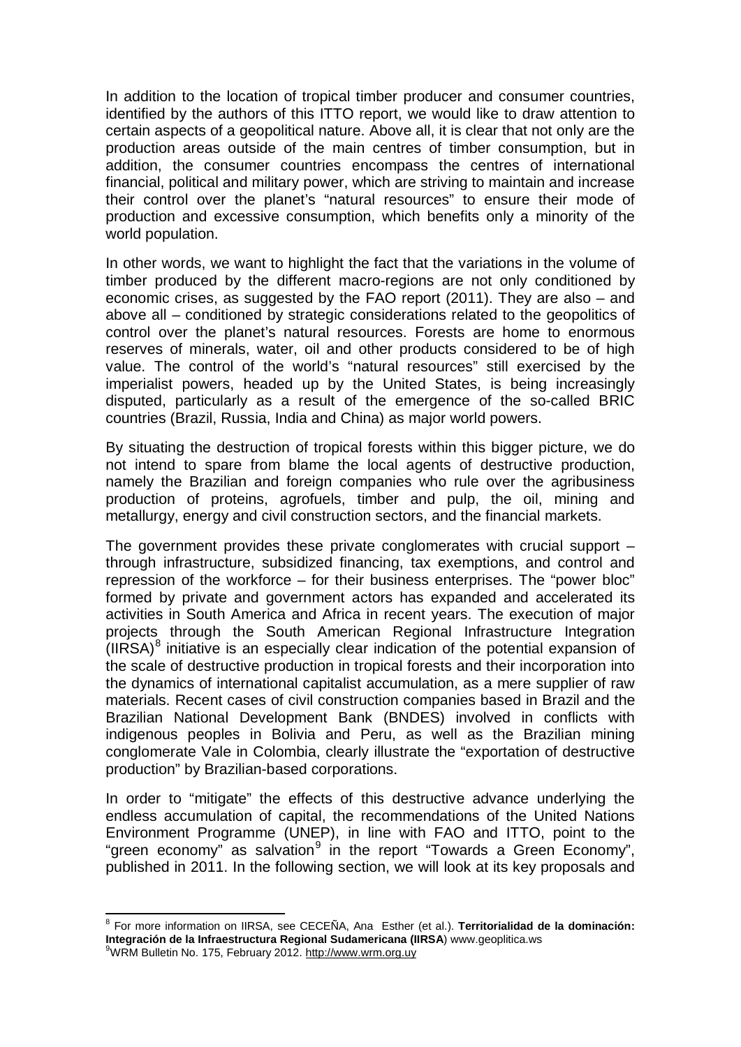In addition to the location of tropical timber producer and consumer countries, identified by the authors of this ITTO report, we would like to draw attention to certain aspects of a geopolitical nature. Above all, it is clear that not only are the production areas outside of the main centres of timber consumption, but in addition, the consumer countries encompass the centres of international financial, political and military power, which are striving to maintain and increase their control over the planet's "natural resources" to ensure their mode of production and excessive consumption, which benefits only a minority of the world population.

In other words, we want to highlight the fact that the variations in the volume of timber produced by the different macro-regions are not only conditioned by economic crises, as suggested by the FAO report (2011). They are also – and above all – conditioned by strategic considerations related to the geopolitics of control over the planet's natural resources. Forests are home to enormous reserves of minerals, water, oil and other products considered to be of high value. The control of the world's "natural resources" still exercised by the imperialist powers, headed up by the United States, is being increasingly disputed, particularly as a result of the emergence of the so-called BRIC countries (Brazil, Russia, India and China) as major world powers.

By situating the destruction of tropical forests within this bigger picture, we do not intend to spare from blame the local agents of destructive production, namely the Brazilian and foreign companies who rule over the agribusiness production of proteins, agrofuels, timber and pulp, the oil, mining and metallurgy, energy and civil construction sectors, and the financial markets.

The government provides these private conglomerates with crucial support – through infrastructure, subsidized financing, tax exemptions, and control and repression of the workforce – for their business enterprises. The "power bloc" formed by private and government actors has expanded and accelerated its activities in South America and Africa in recent years. The execution of major projects through the South American Regional Infrastructure Integration (IIRSA)[8] initiative is an especially clear indication of the potential expansion of the scale of destructive production in tropical forests and their incorporation into the dynamics of international capitalist accumulation, as a mere supplier of raw materials. Recent cases of civil construction companies based in Brazil and the Brazilian National Development Bank (BNDES) involved in conflicts with indigenous peoples in Bolivia and Peru, as well as the Brazilian mining conglomerate Vale in Colombia, clearly illustrate the "exportation of destructive production" by Brazilian-based corporations.

In order to "mitigate" the effects of this destructive advance underlying the endless accumulation of capital, the recommendations of the United Nations Environment Programme (UNEP), in line with FAO and ITTO, point to the "green economy" as salvation[9] in the report "Towards a Green Economy", published in 2011. In the following section, we will look at its key proposals and

---

[8] For more information on IIRSA, see CECEÑA, Ana Esther (et al.). **Territorialidad de la dominación: Integración de la Infraestructura Regional Sudamericana (IIRSA**) www.geoplitica.ws

[9] WRM Bulletin No. 175, February 2012. http://www.wrm.org.uy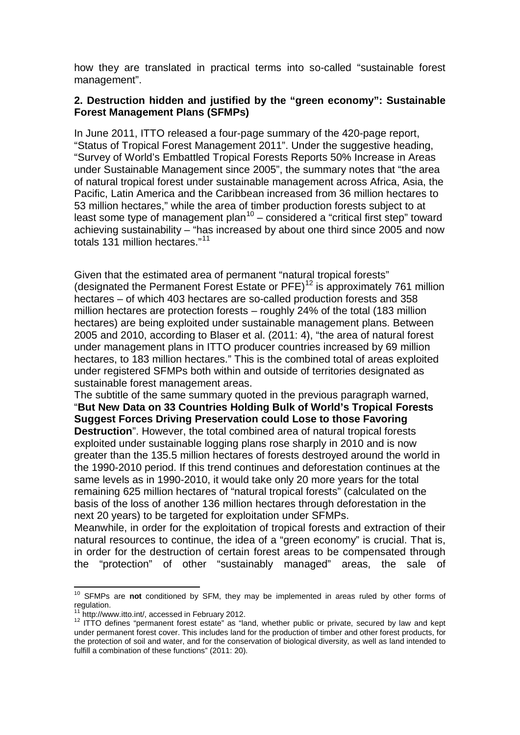how they are translated in practical terms into so-called "sustainable forest management".

## 2. Destruction hidden and justified by the "green economy": Sustainable Forest Management Plans (SFMPs)

In June 2011, ITTO released a four-page summary of the 420-page report, "Status of Tropical Forest Management 2011". Under the suggestive heading, "Survey of World's Embattled Tropical Forests Reports 50% Increase in Areas under Sustainable Management since 2005", the summary notes that "the area of natural tropical forest under sustainable management across Africa, Asia, the Pacific, Latin America and the Caribbean increased from 36 million hectares to 53 million hectares," while the area of timber production forests subject to at least some type of management plan[10] – considered a "critical first step" toward achieving sustainability – "has increased by about one third since 2005 and now totals 131 million hectares."[11]

Given that the estimated area of permanent "natural tropical forests" (designated the Permanent Forest Estate or PFE)[12] is approximately 761 million hectares – of which 403 hectares are so-called production forests and 358 million hectares are protection forests – roughly 24% of the total (183 million hectares) are being exploited under sustainable management plans. Between 2005 and 2010, according to Blaser et al. (2011: 4), "the area of natural forest under management plans in ITTO producer countries increased by 69 million hectares, to 183 million hectares." This is the combined total of areas exploited under registered SFMPs both within and outside of territories designated as sustainable forest management areas.

The subtitle of the same summary quoted in the previous paragraph warned, "**But New Data on 33 Countries Holding Bulk of World's Tropical Forests Suggest Forces Driving Preservation could Lose to those Favoring Destruction**". However, the total combined area of natural tropical forests exploited under sustainable logging plans rose sharply in 2010 and is now greater than the 135.5 million hectares of forests destroyed around the world in the 1990-2010 period. If this trend continues and deforestation continues at the same levels as in 1990-2010, it would take only 20 more years for the total remaining 625 million hectares of "natural tropical forests" (calculated on the basis of the loss of another 136 million hectares through deforestation in the next 20 years) to be targeted for exploitation under SFMPs.

Meanwhile, in order for the exploitation of tropical forests and extraction of their natural resources to continue, the idea of a "green economy" is crucial. That is, in order for the destruction of certain forest areas to be compensated through the "protection" of other "sustainably managed" areas, the sale of

---

[10] SFMPs are **not** conditioned by SFM, they may be implemented in areas ruled by other forms of regulation.

[11] http://www.itto.int/, accessed in February 2012.

[12] ITTO defines "permanent forest estate" as "land, whether public or private, secured by law and kept under permanent forest cover. This includes land for the production of timber and other forest products, for the protection of soil and water, and for the conservation of biological diversity, as well as land intended to fulfill a combination of these functions" (2011: 20).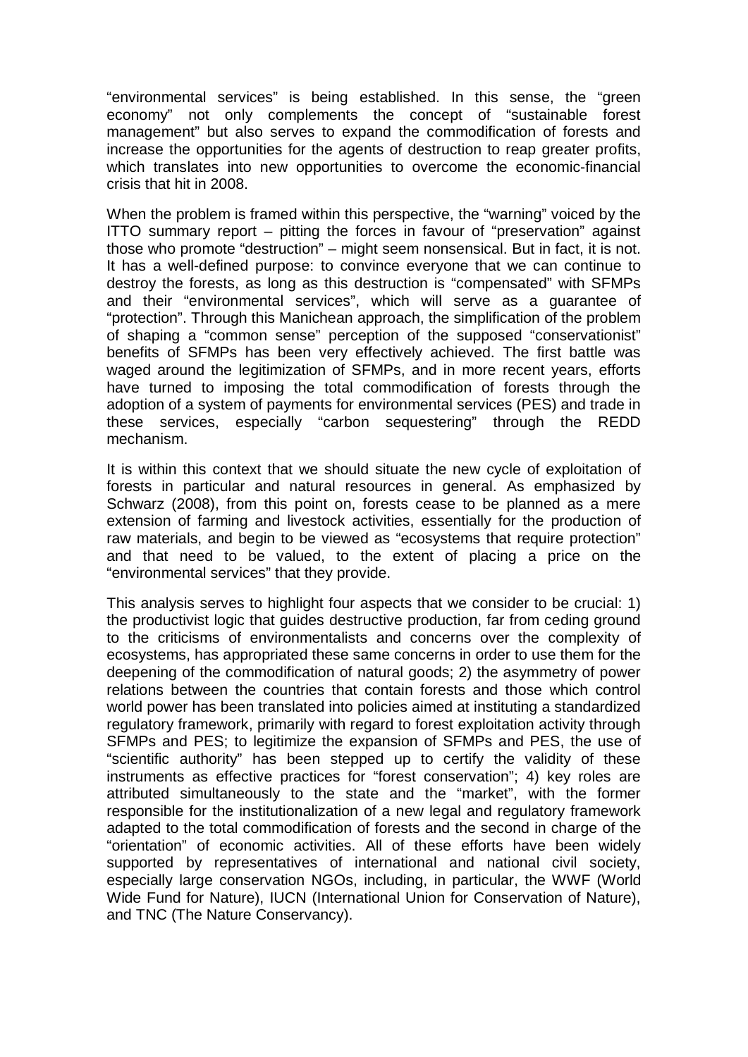"environmental services" is being established. In this sense, the "green economy" not only complements the concept of "sustainable forest management" but also serves to expand the commodification of forests and increase the opportunities for the agents of destruction to reap greater profits, which translates into new opportunities to overcome the economic-financial crisis that hit in 2008.

When the problem is framed within this perspective, the "warning" voiced by the ITTO summary report – pitting the forces in favour of "preservation" against those who promote "destruction" – might seem nonsensical. But in fact, it is not. It has a well-defined purpose: to convince everyone that we can continue to destroy the forests, as long as this destruction is "compensated" with SFMPs and their "environmental services", which will serve as a guarantee of "protection". Through this Manichean approach, the simplification of the problem of shaping a "common sense" perception of the supposed "conservationist" benefits of SFMPs has been very effectively achieved. The first battle was waged around the legitimization of SFMPs, and in more recent years, efforts have turned to imposing the total commodification of forests through the adoption of a system of payments for environmental services (PES) and trade in these services, especially "carbon sequestering" through the REDD mechanism.

It is within this context that we should situate the new cycle of exploitation of forests in particular and natural resources in general. As emphasized by Schwarz (2008), from this point on, forests cease to be planned as a mere extension of farming and livestock activities, essentially for the production of raw materials, and begin to be viewed as "ecosystems that require protection" and that need to be valued, to the extent of placing a price on the "environmental services" that they provide.

This analysis serves to highlight four aspects that we consider to be crucial: 1) the productivist logic that guides destructive production, far from ceding ground to the criticisms of environmentalists and concerns over the complexity of ecosystems, has appropriated these same concerns in order to use them for the deepening of the commodification of natural goods; 2) the asymmetry of power relations between the countries that contain forests and those which control world power has been translated into policies aimed at instituting a standardized regulatory framework, primarily with regard to forest exploitation activity through SFMPs and PES; to legitimize the expansion of SFMPs and PES, the use of "scientific authority" has been stepped up to certify the validity of these instruments as effective practices for "forest conservation"; 4) key roles are attributed simultaneously to the state and the "market", with the former responsible for the institutionalization of a new legal and regulatory framework adapted to the total commodification of forests and the second in charge of the "orientation" of economic activities. All of these efforts have been widely supported by representatives of international and national civil society, especially large conservation NGOs, including, in particular, the WWF (World Wide Fund for Nature), IUCN (International Union for Conservation of Nature), and TNC (The Nature Conservancy).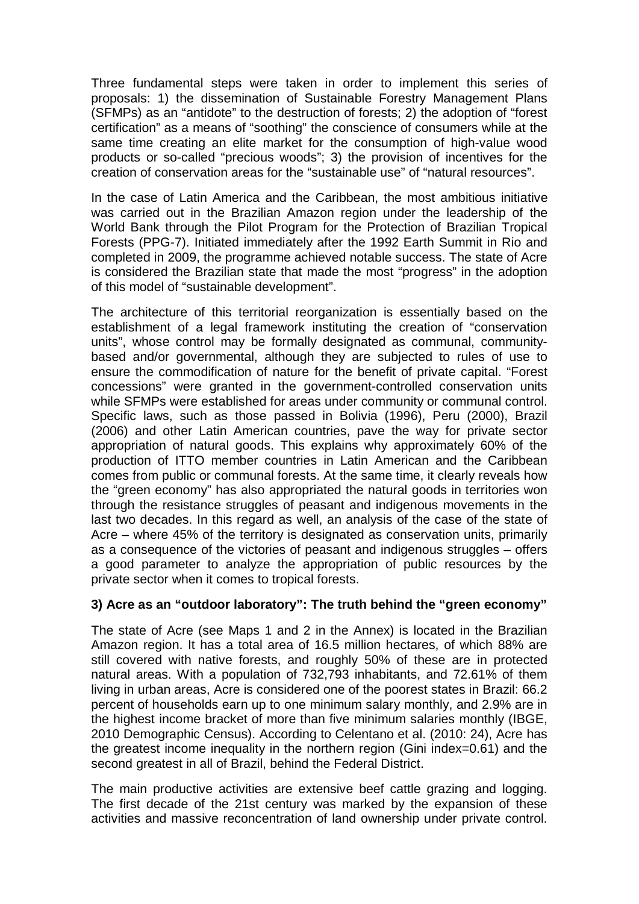Three fundamental steps were taken in order to implement this series of proposals: 1) the dissemination of Sustainable Forestry Management Plans (SFMPs) as an "antidote" to the destruction of forests; 2) the adoption of "forest certification" as a means of "soothing" the conscience of consumers while at the same time creating an elite market for the consumption of high-value wood products or so-called "precious woods"; 3) the provision of incentives for the creation of conservation areas for the "sustainable use" of "natural resources".

In the case of Latin America and the Caribbean, the most ambitious initiative was carried out in the Brazilian Amazon region under the leadership of the World Bank through the Pilot Program for the Protection of Brazilian Tropical Forests (PPG-7). Initiated immediately after the 1992 Earth Summit in Rio and completed in 2009, the programme achieved notable success. The state of Acre is considered the Brazilian state that made the most "progress" in the adoption of this model of "sustainable development".

The architecture of this territorial reorganization is essentially based on the establishment of a legal framework instituting the creation of "conservation units", whose control may be formally designated as communal, community-based and/or governmental, although they are subjected to rules of use to ensure the commodification of nature for the benefit of private capital. "Forest concessions" were granted in the government-controlled conservation units while SFMPs were established for areas under community or communal control. Specific laws, such as those passed in Bolivia (1996), Peru (2000), Brazil (2006) and other Latin American countries, pave the way for private sector appropriation of natural goods. This explains why approximately 60% of the production of ITTO member countries in Latin American and the Caribbean comes from public or communal forests. At the same time, it clearly reveals how the "green economy" has also appropriated the natural goods in territories won through the resistance struggles of peasant and indigenous movements in the last two decades. In this regard as well, an analysis of the case of the state of Acre – where 45% of the territory is designated as conservation units, primarily as a consequence of the victories of peasant and indigenous struggles – offers a good parameter to analyze the appropriation of public resources by the private sector when it comes to tropical forests.

### 3) Acre as an "outdoor laboratory": The truth behind the "green economy"

The state of Acre (see Maps 1 and 2 in the Annex) is located in the Brazilian Amazon region. It has a total area of 16.5 million hectares, of which 88% are still covered with native forests, and roughly 50% of these are in protected natural areas. With a population of 732,793 inhabitants, and 72.61% of them living in urban areas, Acre is considered one of the poorest states in Brazil: 66.2 percent of households earn up to one minimum salary monthly, and 2.9% are in the highest income bracket of more than five minimum salaries monthly (IBGE, 2010 Demographic Census). According to Celentano et al. (2010: 24), Acre has the greatest income inequality in the northern region (Gini index=0.61) and the second greatest in all of Brazil, behind the Federal District.

The main productive activities are extensive beef cattle grazing and logging. The first decade of the 21st century was marked by the expansion of these activities and massive reconcentration of land ownership under private control.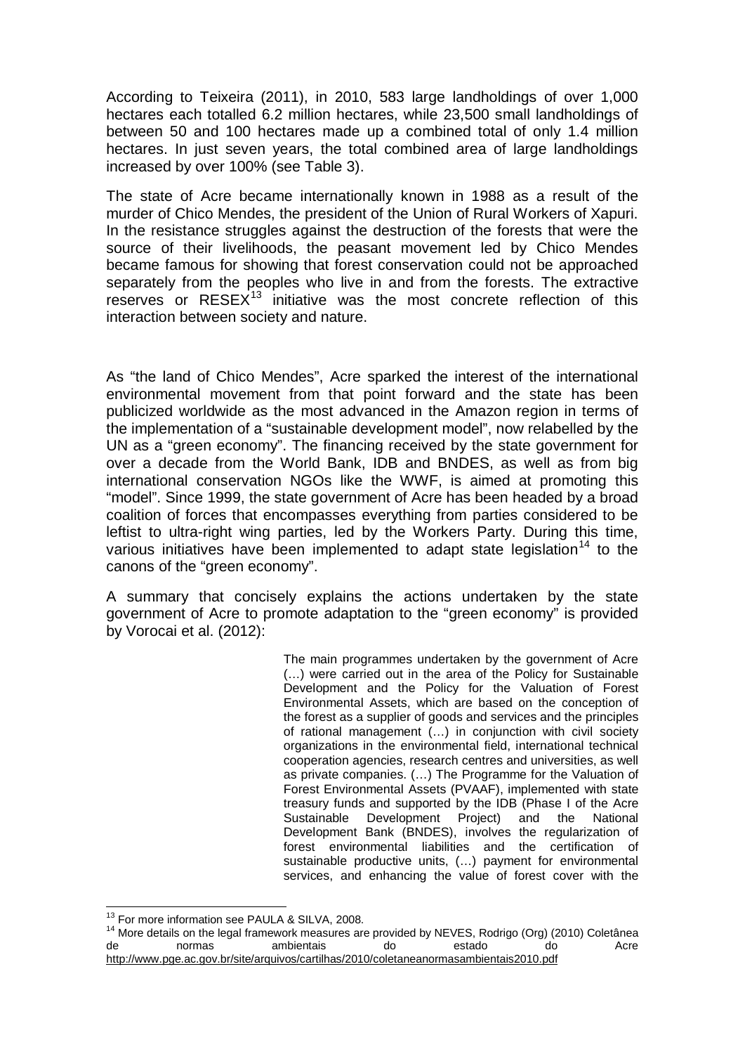According to Teixeira (2011), in 2010, 583 large landholdings of over 1,000 hectares each totalled 6.2 million hectares, while 23,500 small landholdings of between 50 and 100 hectares made up a combined total of only 1.4 million hectares. In just seven years, the total combined area of large landholdings increased by over 100% (see Table 3).

The state of Acre became internationally known in 1988 as a result of the murder of Chico Mendes, the president of the Union of Rural Workers of Xapuri. In the resistance struggles against the destruction of the forests that were the source of their livelihoods, the peasant movement led by Chico Mendes became famous for showing that forest conservation could not be approached separately from the peoples who live in and from the forests. The extractive reserves or RESEX[13] initiative was the most concrete reflection of this interaction between society and nature.

As "the land of Chico Mendes", Acre sparked the interest of the international environmental movement from that point forward and the state has been publicized worldwide as the most advanced in the Amazon region in terms of the implementation of a "sustainable development model", now relabelled by the UN as a "green economy". The financing received by the state government for over a decade from the World Bank, IDB and BNDES, as well as from big international conservation NGOs like the WWF, is aimed at promoting this "model". Since 1999, the state government of Acre has been headed by a broad coalition of forces that encompasses everything from parties considered to be leftist to ultra-right wing parties, led by the Workers Party. During this time, various initiatives have been implemented to adapt state legislation[14] to the canons of the "green economy".

A summary that concisely explains the actions undertaken by the state government of Acre to promote adaptation to the "green economy" is provided by Vorocai et al. (2012):

> The main programmes undertaken by the government of Acre (…) were carried out in the area of the Policy for Sustainable Development and the Policy for the Valuation of Forest Environmental Assets, which are based on the conception of the forest as a supplier of goods and services and the principles of rational management (…) in conjunction with civil society organizations in the environmental field, international technical cooperation agencies, research centres and universities, as well as private companies. (…) The Programme for the Valuation of Forest Environmental Assets (PVAAF), implemented with state treasury funds and supported by the IDB (Phase I of the Acre Sustainable Development Project) and the National Development Bank (BNDES), involves the regularization of forest environmental liabilities and the certification of sustainable productive units, (…) payment for environmental services, and enhancing the value of forest cover with the

---

[13] For more information see PAULA & SILVA, 2008.

[14] More details on the legal framework measures are provided by NEVES, Rodrigo (Org) (2010) Coletânea de normas ambientais do estado do Acre http://www.pge.ac.gov.br/site/arquivos/cartilhas/2010/coletaneanormasambientais2010.pdf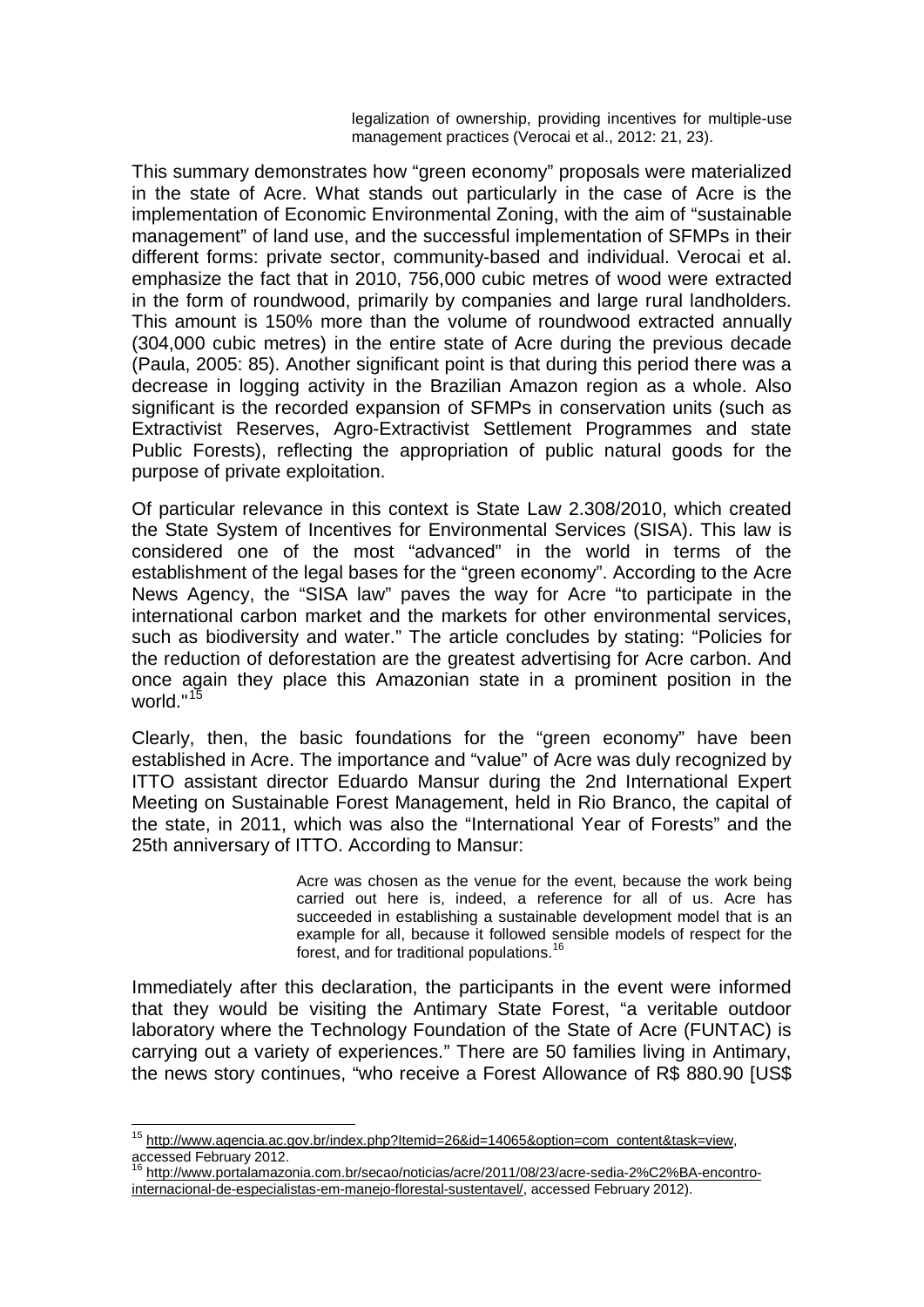> legalization of ownership, providing incentives for multiple-use management practices (Verocai et al., 2012: 21, 23).

This summary demonstrates how "green economy" proposals were materialized in the state of Acre. What stands out particularly in the case of Acre is the implementation of Economic Environmental Zoning, with the aim of "sustainable management" of land use, and the successful implementation of SFMPs in their different forms: private sector, community-based and individual. Verocai et al. emphasize the fact that in 2010, 756,000 cubic metres of wood were extracted in the form of roundwood, primarily by companies and large rural landholders. This amount is 150% more than the volume of roundwood extracted annually (304,000 cubic metres) in the entire state of Acre during the previous decade (Paula, 2005: 85). Another significant point is that during this period there was a decrease in logging activity in the Brazilian Amazon region as a whole. Also significant is the recorded expansion of SFMPs in conservation units (such as Extractivist Reserves, Agro-Extractivist Settlement Programmes and state Public Forests), reflecting the appropriation of public natural goods for the purpose of private exploitation.

Of particular relevance in this context is State Law 2.308/2010, which created the State System of Incentives for Environmental Services (SISA). This law is considered one of the most "advanced" in the world in terms of the establishment of the legal bases for the "green economy". According to the Acre News Agency, the "SISA law" paves the way for Acre "to participate in the international carbon market and the markets for other environmental services, such as biodiversity and water." The article concludes by stating: "Policies for the reduction of deforestation are the greatest advertising for Acre carbon. And once again they place this Amazonian state in a prominent position in the world."[15]

Clearly, then, the basic foundations for the "green economy" have been established in Acre. The importance and "value" of Acre was duly recognized by ITTO assistant director Eduardo Mansur during the 2nd International Expert Meeting on Sustainable Forest Management, held in Rio Branco, the capital of the state, in 2011, which was also the "International Year of Forests" and the 25th anniversary of ITTO. According to Mansur:

> Acre was chosen as the venue for the event, because the work being carried out here is, indeed, a reference for all of us. Acre has succeeded in establishing a sustainable development model that is an example for all, because it followed sensible models of respect for the forest, and for traditional populations.[16]

Immediately after this declaration, the participants in the event were informed that they would be visiting the Antimary State Forest, "a veritable outdoor laboratory where the Technology Foundation of the State of Acre (FUNTAC) is carrying out a variety of experiences." There are 50 families living in Antimary, the news story continues, "who receive a Forest Allowance of R$ 880.90 [US$

---

[15] http://www.agencia.ac.gov.br/index.php?Itemid=26&id=14065&option=com_content&task=view, accessed February 2012.

[16] http://www.portalamazonia.com.br/secao/noticias/acre/2011/08/23/acre-sedia-2%C2%BA-encontro-internacional-de-especialistas-em-manejo-florestal-sustentavel/, accessed February 2012).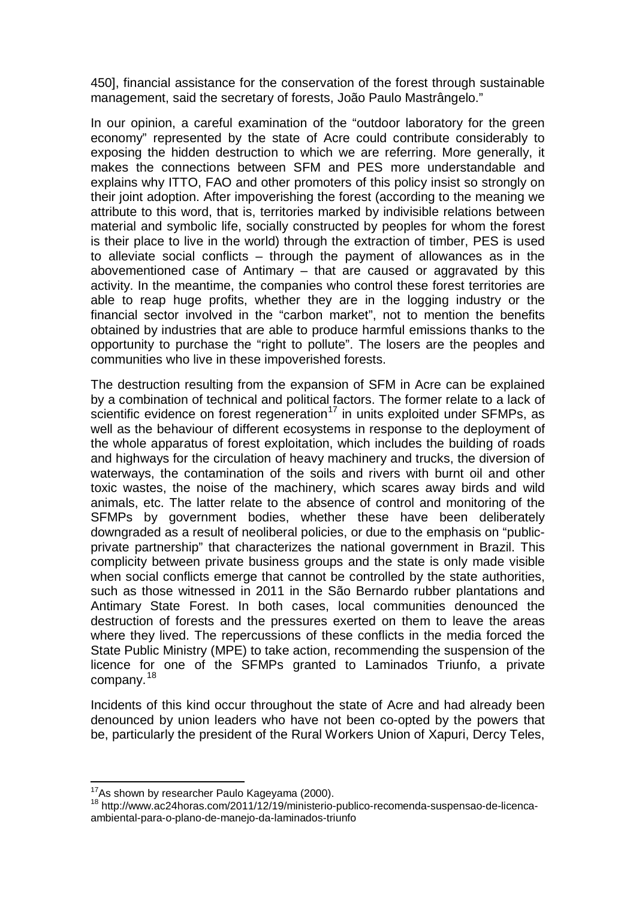450], financial assistance for the conservation of the forest through sustainable management, said the secretary of forests, João Paulo Mastrângelo."

In our opinion, a careful examination of the "outdoor laboratory for the green economy" represented by the state of Acre could contribute considerably to exposing the hidden destruction to which we are referring. More generally, it makes the connections between SFM and PES more understandable and explains why ITTO, FAO and other promoters of this policy insist so strongly on their joint adoption. After impoverishing the forest (according to the meaning we attribute to this word, that is, territories marked by indivisible relations between material and symbolic life, socially constructed by peoples for whom the forest is their place to live in the world) through the extraction of timber, PES is used to alleviate social conflicts – through the payment of allowances as in the abovementioned case of Antimary – that are caused or aggravated by this activity. In the meantime, the companies who control these forest territories are able to reap huge profits, whether they are in the logging industry or the financial sector involved in the "carbon market", not to mention the benefits obtained by industries that are able to produce harmful emissions thanks to the opportunity to purchase the "right to pollute". The losers are the peoples and communities who live in these impoverished forests.

The destruction resulting from the expansion of SFM in Acre can be explained by a combination of technical and political factors. The former relate to a lack of scientific evidence on forest regeneration[17] in units exploited under SFMPs, as well as the behaviour of different ecosystems in response to the deployment of the whole apparatus of forest exploitation, which includes the building of roads and highways for the circulation of heavy machinery and trucks, the diversion of waterways, the contamination of the soils and rivers with burnt oil and other toxic wastes, the noise of the machinery, which scares away birds and wild animals, etc. The latter relate to the absence of control and monitoring of the SFMPs by government bodies, whether these have been deliberately downgraded as a result of neoliberal policies, or due to the emphasis on "public-private partnership" that characterizes the national government in Brazil. This complicity between private business groups and the state is only made visible when social conflicts emerge that cannot be controlled by the state authorities, such as those witnessed in 2011 in the São Bernardo rubber plantations and Antimary State Forest. In both cases, local communities denounced the destruction of forests and the pressures exerted on them to leave the areas where they lived. The repercussions of these conflicts in the media forced the State Public Ministry (MPE) to take action, recommending the suspension of the licence for one of the SFMPs granted to Laminados Triunfo, a private company.[18]

Incidents of this kind occur throughout the state of Acre and had already been denounced by union leaders who have not been co-opted by the powers that be, particularly the president of the Rural Workers Union of Xapuri, Dercy Teles,

---

[17] As shown by researcher Paulo Kageyama (2000).

[18] http://www.ac24horas.com/2011/12/19/ministerio-publico-recomenda-suspensao-de-licenca-ambiental-para-o-plano-de-manejo-da-laminados-triunfo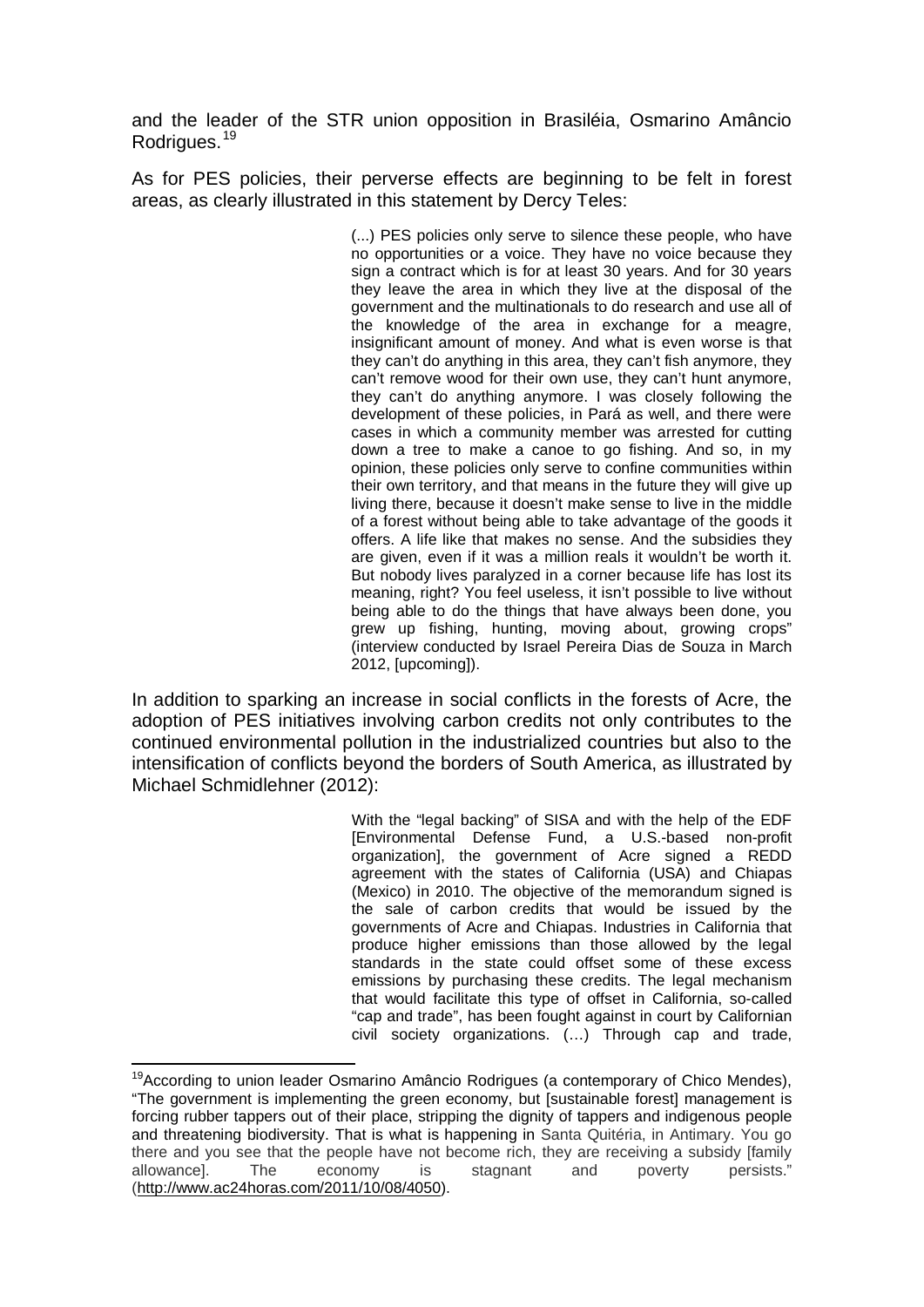and the leader of the STR union opposition in Brasiléia, Osmarino Amâncio Rodrigues.[19]

As for PES policies, their perverse effects are beginning to be felt in forest areas, as clearly illustrated in this statement by Dercy Teles:

> (...) PES policies only serve to silence these people, who have no opportunities or a voice. They have no voice because they sign a contract which is for at least 30 years. And for 30 years they leave the area in which they live at the disposal of the government and the multinationals to do research and use all of the knowledge of the area in exchange for a meagre, insignificant amount of money. And what is even worse is that they can't do anything in this area, they can't fish anymore, they can't remove wood for their own use, they can't hunt anymore, they can't do anything anymore. I was closely following the development of these policies, in Pará as well, and there were cases in which a community member was arrested for cutting down a tree to make a canoe to go fishing. And so, in my opinion, these policies only serve to confine communities within their own territory, and that means in the future they will give up living there, because it doesn't make sense to live in the middle of a forest without being able to take advantage of the goods it offers. A life like that makes no sense. And the subsidies they are given, even if it was a million reals it wouldn't be worth it. But nobody lives paralyzed in a corner because life has lost its meaning, right? You feel useless, it isn't possible to live without being able to do the things that have always been done, you grew up fishing, hunting, moving about, growing crops" (interview conducted by Israel Pereira Dias de Souza in March 2012, [upcoming]).

In addition to sparking an increase in social conflicts in the forests of Acre, the adoption of PES initiatives involving carbon credits not only contributes to the continued environmental pollution in the industrialized countries but also to the intensification of conflicts beyond the borders of South America, as illustrated by Michael Schmidlehner (2012):

> With the "legal backing" of SISA and with the help of the EDF [Environmental Defense Fund, a U.S.-based non-profit organization], the government of Acre signed a REDD agreement with the states of California (USA) and Chiapas (Mexico) in 2010. The objective of the memorandum signed is the sale of carbon credits that would be issued by the governments of Acre and Chiapas. Industries in California that produce higher emissions than those allowed by the legal standards in the state could offset some of these excess emissions by purchasing these credits. The legal mechanism that would facilitate this type of offset in California, so-called "cap and trade", has been fought against in court by Californian civil society organizations. (…) Through cap and trade,

---

[19] According to union leader Osmarino Amâncio Rodrigues (a contemporary of Chico Mendes), "The government is implementing the green economy, but [sustainable forest] management is forcing rubber tappers out of their place, stripping the dignity of tappers and indigenous people and threatening biodiversity. That is what is happening in Santa Quitéria, in Antimary. You go there and you see that the people have not become rich, they are receiving a subsidy [family allowance]. The economy is stagnant and poverty persists." (http://www.ac24horas.com/2011/10/08/4050).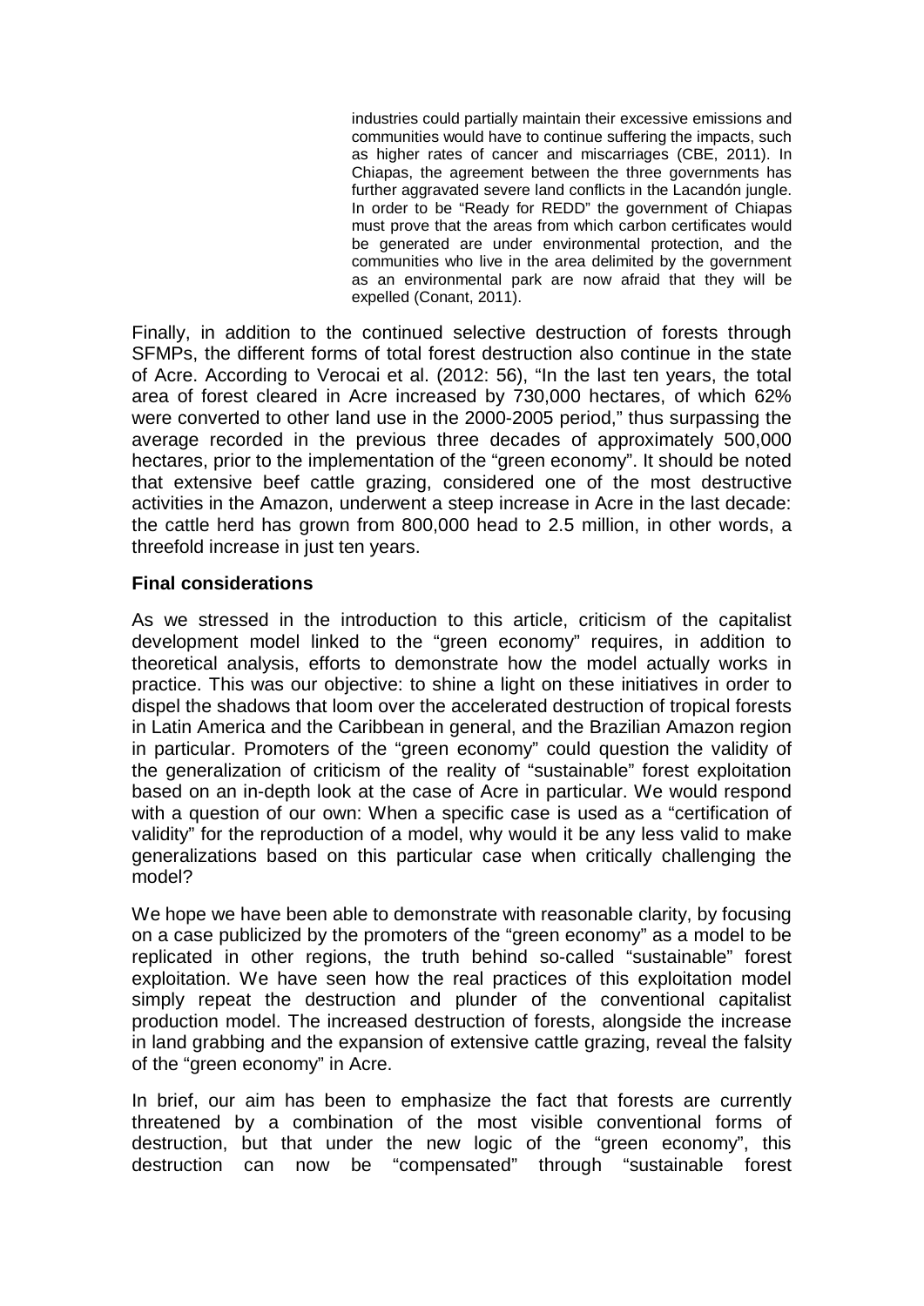> industries could partially maintain their excessive emissions and communities would have to continue suffering the impacts, such as higher rates of cancer and miscarriages (CBE, 2011). In Chiapas, the agreement between the three governments has further aggravated severe land conflicts in the Lacandón jungle. In order to be "Ready for REDD" the government of Chiapas must prove that the areas from which carbon certificates would be generated are under environmental protection, and the communities who live in the area delimited by the government as an environmental park are now afraid that they will be expelled (Conant, 2011).

Finally, in addition to the continued selective destruction of forests through SFMPs, the different forms of total forest destruction also continue in the state of Acre. According to Verocai et al. (2012: 56), "In the last ten years, the total area of forest cleared in Acre increased by 730,000 hectares, of which 62% were converted to other land use in the 2000-2005 period," thus surpassing the average recorded in the previous three decades of approximately 500,000 hectares, prior to the implementation of the "green economy". It should be noted that extensive beef cattle grazing, considered one of the most destructive activities in the Amazon, underwent a steep increase in Acre in the last decade: the cattle herd has grown from 800,000 head to 2.5 million, in other words, a threefold increase in just ten years.

**Final considerations**

As we stressed in the introduction to this article, criticism of the capitalist development model linked to the "green economy" requires, in addition to theoretical analysis, efforts to demonstrate how the model actually works in practice. This was our objective: to shine a light on these initiatives in order to dispel the shadows that loom over the accelerated destruction of tropical forests in Latin America and the Caribbean in general, and the Brazilian Amazon region in particular. Promoters of the "green economy" could question the validity of the generalization of criticism of the reality of "sustainable" forest exploitation based on an in-depth look at the case of Acre in particular. We would respond with a question of our own: When a specific case is used as a "certification of validity" for the reproduction of a model, why would it be any less valid to make generalizations based on this particular case when critically challenging the model?

We hope we have been able to demonstrate with reasonable clarity, by focusing on a case publicized by the promoters of the "green economy" as a model to be replicated in other regions, the truth behind so-called "sustainable" forest exploitation. We have seen how the real practices of this exploitation model simply repeat the destruction and plunder of the conventional capitalist production model. The increased destruction of forests, alongside the increase in land grabbing and the expansion of extensive cattle grazing, reveal the falsity of the "green economy" in Acre.

In brief, our aim has been to emphasize the fact that forests are currently threatened by a combination of the most visible conventional forms of destruction, but that under the new logic of the "green economy", this destruction can now be "compensated" through "sustainable forest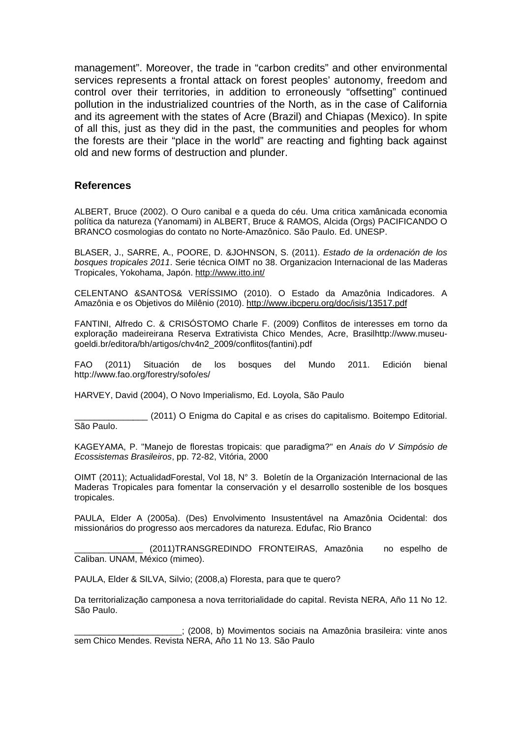management". Moreover, the trade in "carbon credits" and other environmental services represents a frontal attack on forest peoples' autonomy, freedom and control over their territories, in addition to erroneously "offsetting" continued pollution in the industrialized countries of the North, as in the case of California and its agreement with the states of Acre (Brazil) and Chiapas (Mexico). In spite of all this, just as they did in the past, the communities and peoples for whom the forests are their "place in the world" are reacting and fighting back against old and new forms of destruction and plunder.

## References

ALBERT, Bruce (2002). O Ouro canibal e a queda do céu. Uma critica xamânicada economia política da natureza (Yanomami) in ALBERT, Bruce & RAMOS, Alcida (Orgs) PACIFICANDO O BRANCO cosmologias do contato no Norte-Amazônico. São Paulo. Ed. UNESP.

BLASER, J., SARRE, A., POORE, D. &JOHNSON, S. (2011). *Estado de la ordenación de los bosques tropicales 2011*. Serie técnica OIMT no 38. Organizacion Internacional de las Maderas Tropicales, Yokohama, Japón. http://www.itto.int/

CELENTANO &SANTOS& VERÍSSIMO (2010). O Estado da Amazônia Indicadores. A Amazônia e os Objetivos do Milênio (2010). http://www.ibcperu.org/doc/isis/13517.pdf

FANTINI, Alfredo C. & CRISÓSTOMO Charle F. (2009) Conflitos de interesses em torno da exploração madeireirana Reserva Extrativista Chico Mendes, Acre, Brasilhttp://www.museu-goeldi.br/editora/bh/artigos/chv4n2_2009/conflitos(fantini).pdf

FAO (2011) Situación de los bosques del Mundo 2011. Edición bienal http://www.fao.org/forestry/sofo/es/

HARVEY, David (2004), O Novo Imperialismo, Ed. Loyola, São Paulo

_______________ (2011) O Enigma do Capital e as crises do capitalismo. Boitempo Editorial. São Paulo.

KAGEYAMA, P. "Manejo de florestas tropicais: que paradigma?" en *Anais do V Simpósio de Ecossistemas Brasileiros*, pp. 72-82, Vitória, 2000

OIMT (2011); ActualidadForestal, Vol 18, N° 3. Boletín de la Organización Internacional de las Maderas Tropicales para fomentar la conservación y el desarrollo sostenible de los bosques tropicales.

PAULA, Elder A (2005a). (Des) Envolvimento Insustentável na Amazônia Ocidental: dos missionários do progresso aos mercadores da natureza. Edufac, Rio Branco

______________ (2011)TRANSGREDINDO FRONTEIRAS, Amazônia no espelho de Caliban. UNAM, México (mimeo).

PAULA, Elder & SILVA, Silvio; (2008,a) Floresta, para que te quero?

Da territorialização camponesa a nova territorialidade do capital. Revista NERA, Año 11 No 12. São Paulo.

______________________; (2008, b) Movimentos sociais na Amazônia brasileira: vinte anos sem Chico Mendes. Revista NERA, Año 11 No 13. São Paulo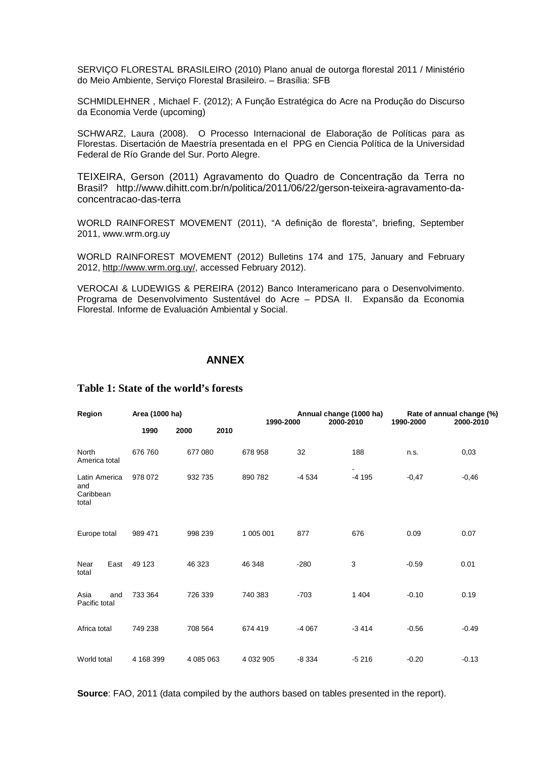SERVIÇO FLORESTAL BRASILEIRO (2010) Plano anual de outorga florestal 2011 / Ministério do Meio Ambiente, Serviço Florestal Brasileiro. – Brasília: SFB

SCHMIDLEHNER , Michael F. (2012); A Função Estratégica do Acre na Produção do Discurso da Economia Verde (upcoming)

SCHWARZ, Laura (2008). O Processo Internacional de Elaboração de Políticas para as Florestas. Disertación de Maestría presentada en el PPG en Ciencia Política de la Universidad Federal de Río Grande del Sur. Porto Alegre.

TEIXEIRA, Gerson (2011) Agravamento do Quadro de Concentração da Terra no Brasil? http://www.dihitt.com.br/n/politica/2011/06/22/gerson-teixeira-agravamento-da-concentracao-das-terra

WORLD RAINFOREST MOVEMENT (2011), “A definição de floresta”, briefing, September 2011, www.wrm.org.uy

WORLD RAINFOREST MOVEMENT (2012) Bulletins 174 and 175, January and February 2012, http://www.wrm.org.uy/, accessed February 2012).

VEROCAI & LUDEWIGS & PEREIRA (2012) Banco Interamericano para o Desenvolvimento. Programa de Desenvolvimento Sustentável do Acre – PDSA II. Expansão da Economia Florestal. Informe de Evaluación Ambiental y Social.

## ANNEX

### Table 1: State of the world’s forests

| Region | Area (1000 ha) | | | Annual change (1000 ha) | | Rate of annual change (%) | |
|---|---|---|---|---|---|---|---|
| | 1990 | 2000 | 2010 | 1990-2000 | 2000-2010 | 1990-2000 | 2000-2010 |
| North America total | 676 760 | 677 080 | 678 958 | 32 | 188 | n.s. | 0,03 |
| Latin America and Caribbean total | 978 072 | 932 735 | 890 782 | -4 534 | -4 195 | -0,47 | -0,46 |
| Europe total | 989 471 | 998 239 | 1 005 001 | 877 | 676 | 0.09 | 0.07 |
| Near East total | 49 123 | 46 323 | 46 348 | -280 | 3 | -0.59 | 0.01 |
| Asia and Pacific total | 733 364 | 726 339 | 740 383 | -703 | 1 404 | -0.10 | 0.19 |
| Africa total | 749 238 | 708 564 | 674 419 | -4 067 | -3 414 | -0.56 | -0.49 |
| World total | 4 168 399 | 4 085 063 | 4 032 905 | -8 334 | -5 216 | -0.20 | -0.13 |

**Source**: FAO, 2011 (data compiled by the authors based on tables presented in the report).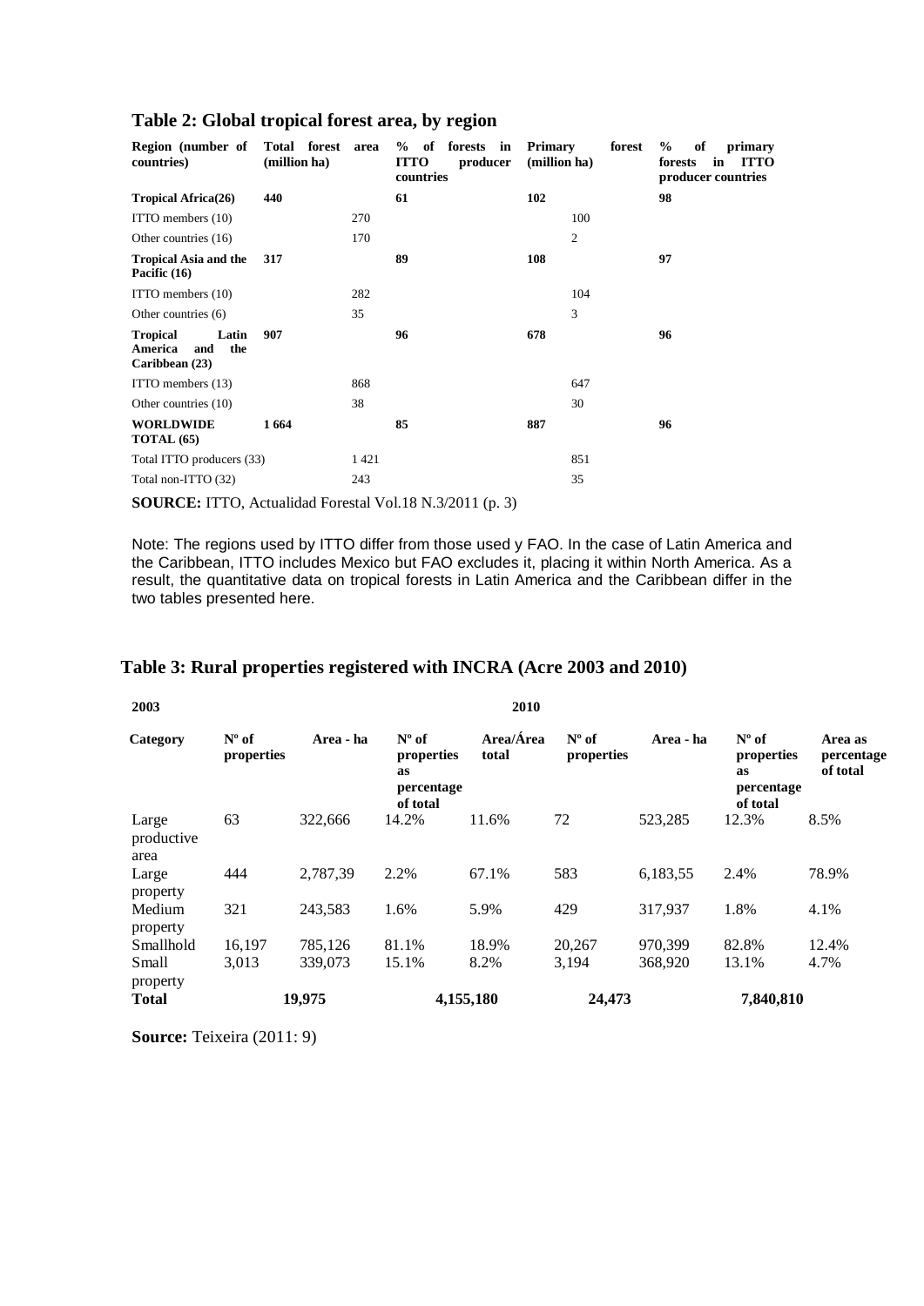**Table 2: Global tropical forest area, by region**

| Region (number of countries) | Total forest area (million ha) | | % of forests in ITTO producer countries | Primary forest (million ha) | | % of primary forests in ITTO producer countries |
|---|---|---|---|---|---|---|
| **Tropical Africa(26)** | **440** | | **61** | **102** | | **98** |
| ITTO members (10) | | 270 | | | 100 | |
| Other countries (16) | | 170 | | | 2 | |
| **Tropical Asia and the Pacific (16)** | **317** | | **89** | **108** | | **97** |
| ITTO members (10) | | 282 | | | 104 | |
| Other countries (6) | | 35 | | | 3 | |
| **Tropical Latin America and the Caribbean (23)** | **907** | | **96** | **678** | | **96** |
| ITTO members (13) | | 868 | | | 647 | |
| Other countries (10) | | 38 | | | 30 | |
| **WORLDWIDE TOTAL (65)** | **1 664** | | **85** | **887** | | **96** |
| Total ITTO producers (33) | | 1 421 | | | 851 | |
| Total non-ITTO (32) | | 243 | | | 35 | |

**SOURCE:** ITTO, Actualidad Forestal Vol.18 N.3/2011 (p. 3)

Note: The regions used by ITTO differ from those used y FAO. In the case of Latin America and the Caribbean, ITTO includes Mexico but FAO excludes it, placing it within North America. As a result, the quantitative data on tropical forests in Latin America and the Caribbean differ in the two tables presented here.

**Table 3: Rural properties registered with INCRA (Acre 2003 and 2010)**

| **2003** | | | | | **2010** | | | |
|---|---|---|---|---|---|---|---|---|
| **Category** | **Nº of properties** | **Area - ha** | **Nº of properties as percentage of total** | **Area/Área total** | **Nº of properties** | **Area - ha** | **Nº of properties as percentage of total** | **Area as percentage of total** |
| Large productive area | 63 | 322,666 | 14.2% | 11.6% | 72 | 523,285 | 12.3% | 8.5% |
| Large property | 444 | 2,787,39 | 2.2% | 67.1% | 583 | 6,183,55 | 2.4% | 78.9% |
| Medium property | 321 | 243,583 | 1.6% | 5.9% | 429 | 317,937 | 1.8% | 4.1% |
| Smallhold | 16,197 | 785,126 | 81.1% | 18.9% | 20,267 | 970,399 | 82.8% | 12.4% |
| Small property | 3,013 | 339,073 | 15.1% | 8.2% | 3,194 | 368,920 | 13.1% | 4.7% |
| **Total** | **19,975** | | **4,155,180** | | **24,473** | | **7,840,810** | |

**Source:** Teixeira (2011: 9)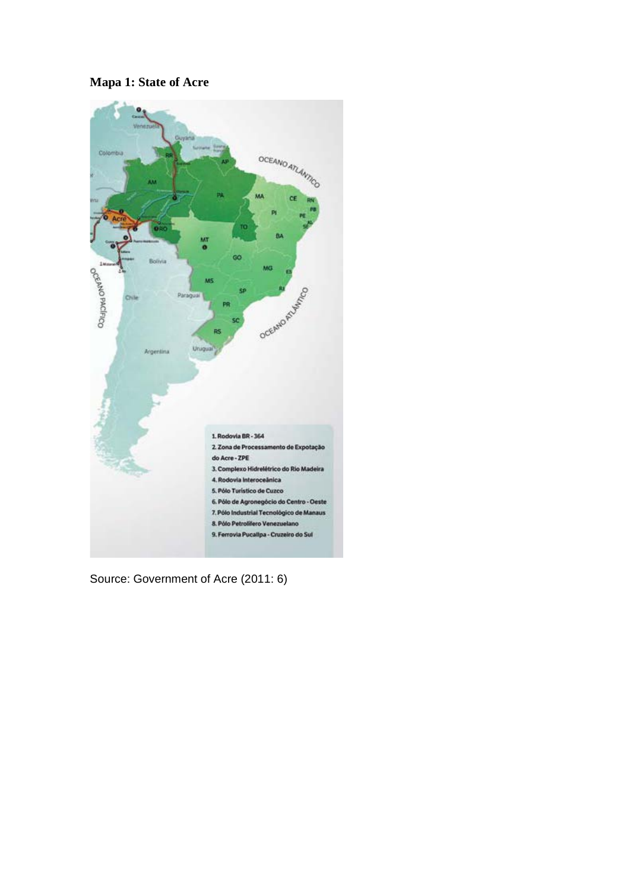**Mapa 1: State of Acre**

Source: Government of Acre (2011: 6)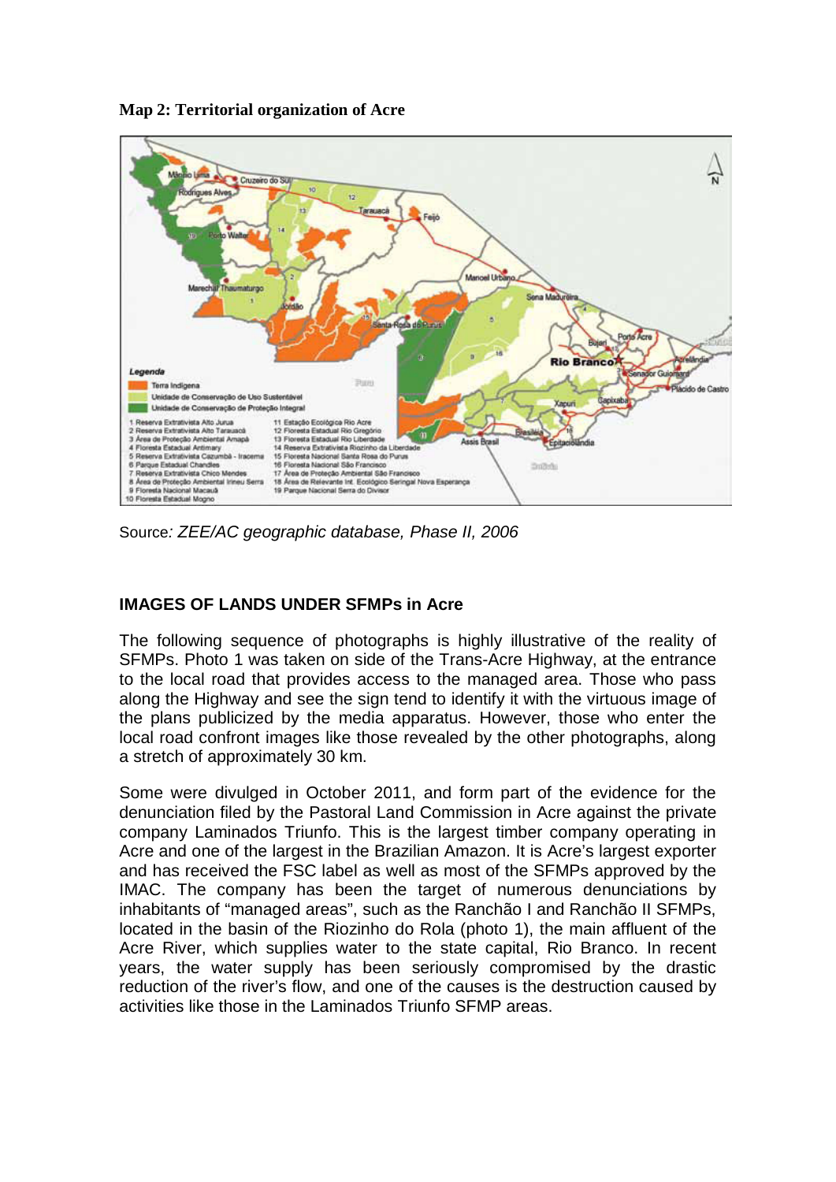**Map 2: Territorial organization of Acre**

Source*: ZEE/AC geographic database, Phase II, 2006*

**IMAGES OF LANDS UNDER SFMPs in Acre**

The following sequence of photographs is highly illustrative of the reality of SFMPs. Photo 1 was taken on side of the Trans-Acre Highway, at the entrance to the local road that provides access to the managed area. Those who pass along the Highway and see the sign tend to identify it with the virtuous image of the plans publicized by the media apparatus. However, those who enter the local road confront images like those revealed by the other photographs, along a stretch of approximately 30 km.

Some were divulged in October 2011, and form part of the evidence for the denunciation filed by the Pastoral Land Commission in Acre against the private company Laminados Triunfo. This is the largest timber company operating in Acre and one of the largest in the Brazilian Amazon. It is Acre's largest exporter and has received the FSC label as well as most of the SFMPs approved by the IMAC. The company has been the target of numerous denunciations by inhabitants of "managed areas", such as the Ranchão I and Ranchão II SFMPs, located in the basin of the Riozinho do Rola (photo 1), the main affluent of the Acre River, which supplies water to the state capital, Rio Branco. In recent years, the water supply has been seriously compromised by the drastic reduction of the river's flow, and one of the causes is the destruction caused by activities like those in the Laminados Triunfo SFMP areas.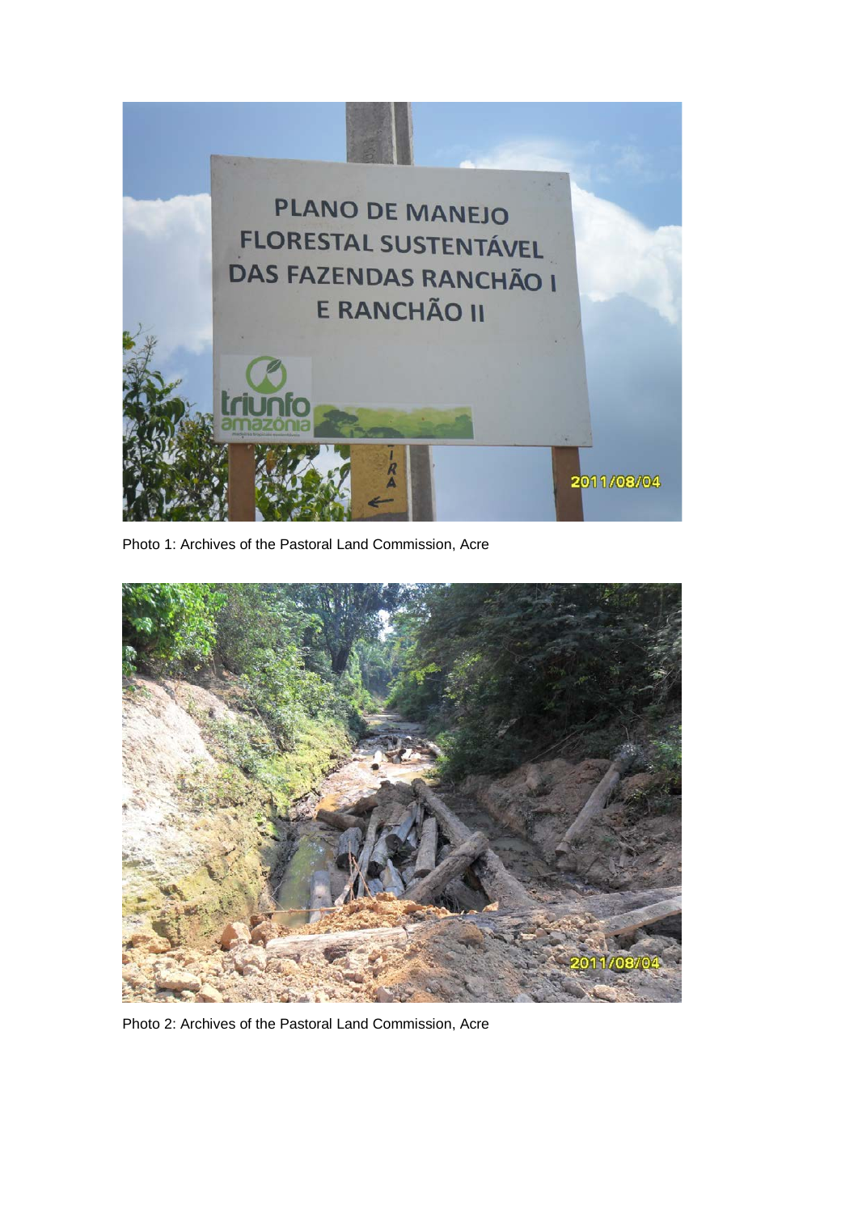Photo 1: Archives of the Pastoral Land Commission, Acre

Photo 2: Archives of the Pastoral Land Commission, Acre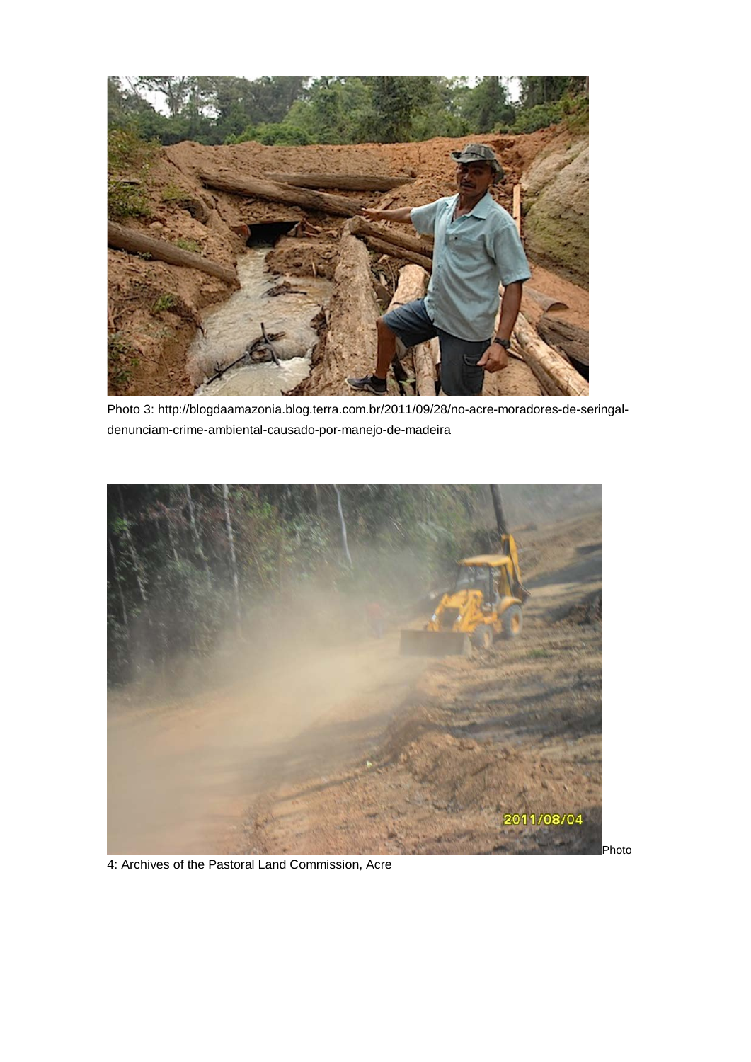Photo 3: http://blogdaamazonia.blog.terra.com.br/2011/09/28/no-acre-moradores-de-seringal-denunciam-crime-ambiental-causado-por-manejo-de-madeira

Photo 4: Archives of the Pastoral Land Commission, Acre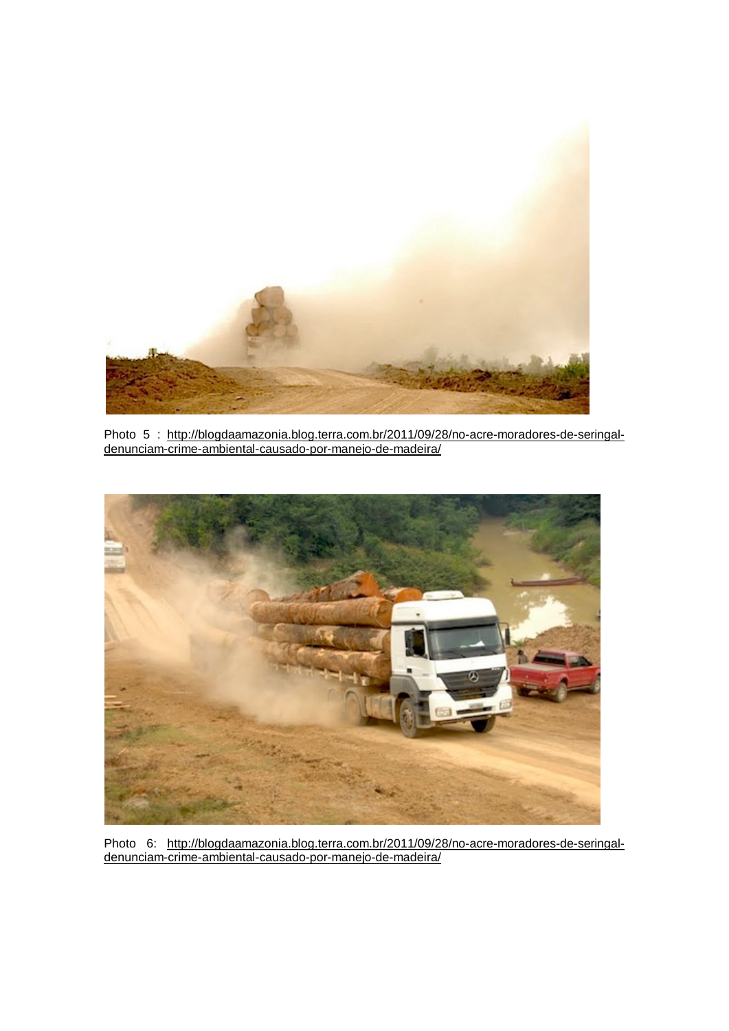Photo 5 : http://blogdaamazonia.blog.terra.com.br/2011/09/28/no-acre-moradores-de-seringal-denunciam-crime-ambiental-causado-por-manejo-de-madeira/

Photo 6: http://blogdaamazonia.blog.terra.com.br/2011/09/28/no-acre-moradores-de-seringal-denunciam-crime-ambiental-causado-por-manejo-de-madeira/